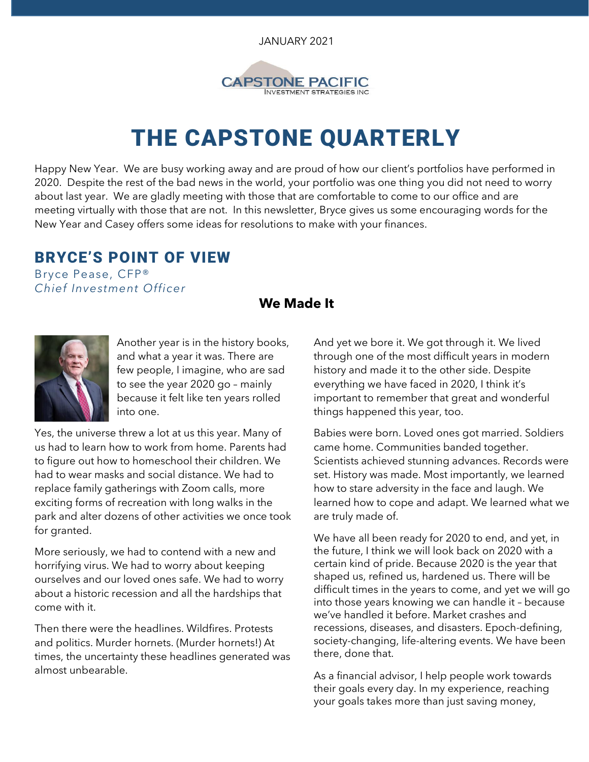JANUARY 2021

CAPSTONE PACIFIC
INVESTMENT STRATEGIES INC

# THE CAPSTONE QUARTERLY

Happy New Year. We are busy working away and are proud of how our client's portfolios have performed in 2020. Despite the rest of the bad news in the world, your portfolio was one thing you did not need to worry about last year. We are gladly meeting with those that are comfortable to come to our office and are meeting virtually with those that are not. In this newsletter, Bryce gives us some encouraging words for the New Year and Casey offers some ideas for resolutions to make with your finances.

## BRYCE'S POINT OF VIEW

Bryce Pease, CFP®
*Chief Investment Officer*

### We Made It

Another year is in the history books, and what a year it was. There are few people, I imagine, who are sad to see the year 2020 go – mainly because it felt like ten years rolled into one.

Yes, the universe threw a lot at us this year. Many of us had to learn how to work from home. Parents had to figure out how to homeschool their children. We had to wear masks and social distance. We had to replace family gatherings with Zoom calls, more exciting forms of recreation with long walks in the park and alter dozens of other activities we once took for granted.

More seriously, we had to contend with a new and horrifying virus. We had to worry about keeping ourselves and our loved ones safe. We had to worry about a historic recession and all the hardships that come with it.

Then there were the headlines. Wildfires. Protests and politics. Murder hornets. (Murder hornets!) At times, the uncertainty these headlines generated was almost unbearable.

And yet we bore it. We got through it. We lived through one of the most difficult years in modern history and made it to the other side. Despite everything we have faced in 2020, I think it's important to remember that great and wonderful things happened this year, too.

Babies were born. Loved ones got married. Soldiers came home. Communities banded together. Scientists achieved stunning advances. Records were set. History was made. Most importantly, we learned how to stare adversity in the face and laugh. We learned how to cope and adapt. We learned what we are truly made of.

We have all been ready for 2020 to end, and yet, in the future, I think we will look back on 2020 with a certain kind of pride. Because 2020 is the year that shaped us, refined us, hardened us. There will be difficult times in the years to come, and yet we will go into those years knowing we can handle it – because we've handled it before. Market crashes and recessions, diseases, and disasters. Epoch-defining, society-changing, life-altering events. We have been there, done that.

As a financial advisor, I help people work towards their goals every day. In my experience, reaching your goals takes more than just saving money,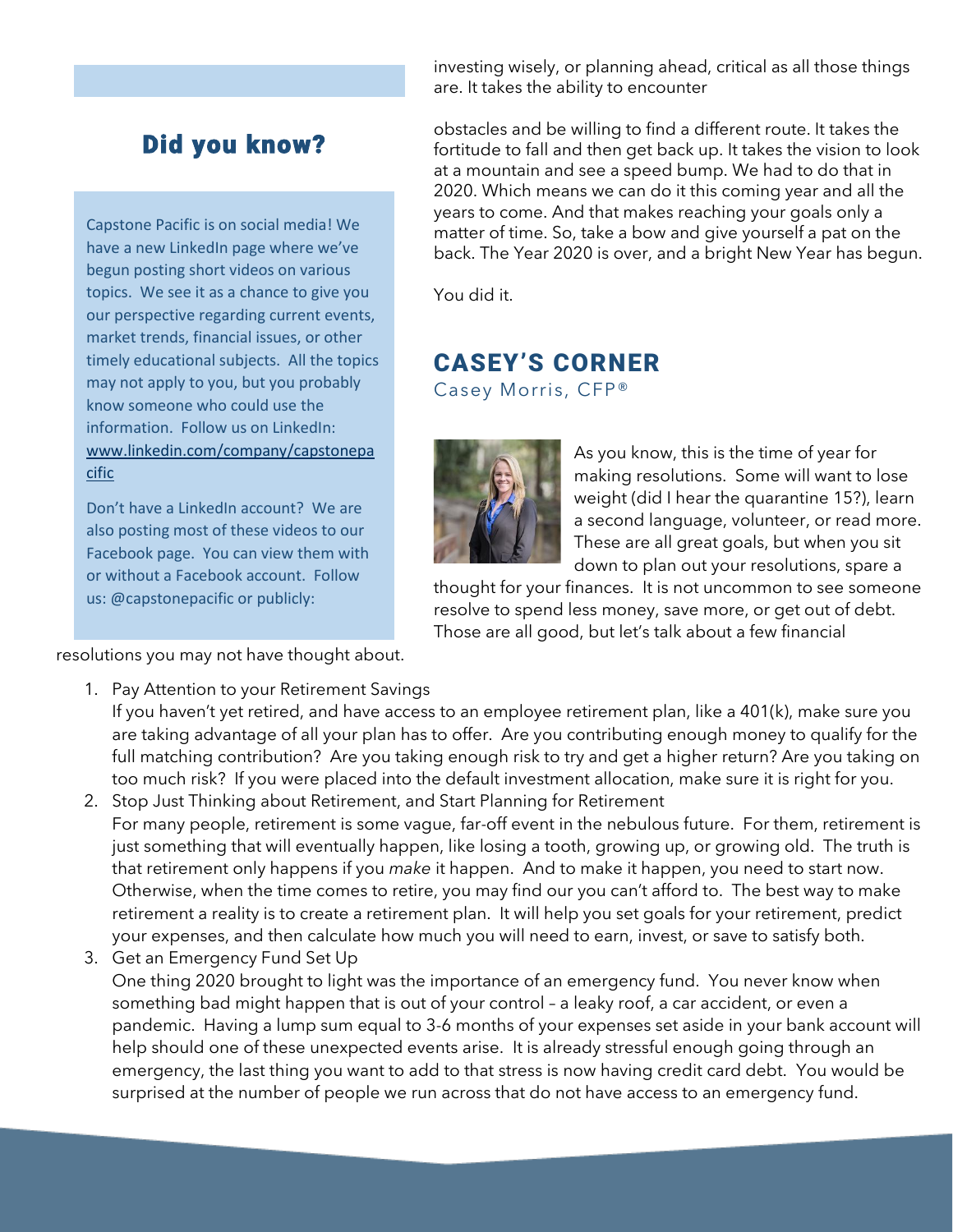## Did you know?

Capstone Pacific is on social media! We have a new LinkedIn page where we've begun posting short videos on various topics. We see it as a chance to give you our perspective regarding current events, market trends, financial issues, or other timely educational subjects. All the topics may not apply to you, but you probably know someone who could use the information. Follow us on LinkedIn: www.linkedin.com/company/capstonepacific

Don't have a LinkedIn account? We are also posting most of these videos to our Facebook page. You can view them with or without a Facebook account. Follow us: @capstonepacific or publicly:

investing wisely, or planning ahead, critical as all those things are. It takes the ability to encounter

obstacles and be willing to find a different route. It takes the fortitude to fall and then get back up. It takes the vision to look at a mountain and see a speed bump. We had to do that in 2020. Which means we can do it this coming year and all the years to come. And that makes reaching your goals only a matter of time. So, take a bow and give yourself a pat on the back. The Year 2020 is over, and a bright New Year has begun.

You did it.

## CASEY'S CORNER

Casey Morris, CFP®

As you know, this is the time of year for making resolutions. Some will want to lose weight (did I hear the quarantine 15?), learn a second language, volunteer, or read more. These are all great goals, but when you sit down to plan out your resolutions, spare a thought for your finances. It is not uncommon to see someone resolve to spend less money, save more, or get out of debt. Those are all good, but let's talk about a few financial resolutions you may not have thought about.

1. Pay Attention to your Retirement Savings
   If you haven't yet retired, and have access to an employee retirement plan, like a 401(k), make sure you are taking advantage of all your plan has to offer. Are you contributing enough money to qualify for the full matching contribution? Are you taking enough risk to try and get a higher return? Are you taking on too much risk? If you were placed into the default investment allocation, make sure it is right for you.
2. Stop Just Thinking about Retirement, and Start Planning for Retirement
   For many people, retirement is some vague, far-off event in the nebulous future. For them, retirement is just something that will eventually happen, like losing a tooth, growing up, or growing old. The truth is that retirement only happens if you *make* it happen. And to make it happen, you need to start now. Otherwise, when the time comes to retire, you may find our you can't afford to. The best way to make retirement a reality is to create a retirement plan. It will help you set goals for your retirement, predict your expenses, and then calculate how much you will need to earn, invest, or save to satisfy both.
3. Get an Emergency Fund Set Up
   One thing 2020 brought to light was the importance of an emergency fund. You never know when something bad might happen that is out of your control – a leaky roof, a car accident, or even a pandemic. Having a lump sum equal to 3-6 months of your expenses set aside in your bank account will help should one of these unexpected events arise. It is already stressful enough going through an emergency, the last thing you want to add to that stress is now having credit card debt. You would be surprised at the number of people we run across that do not have access to an emergency fund.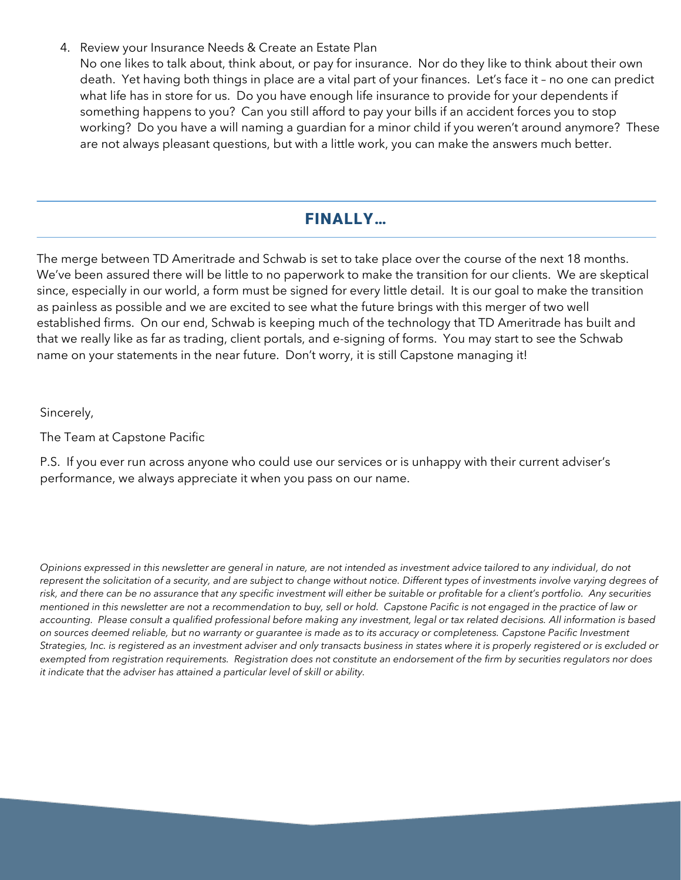4. Review your Insurance Needs & Create an Estate Plan
   No one likes to talk about, think about, or pay for insurance. Nor do they like to think about their own death. Yet having both things in place are a vital part of your finances. Let's face it – no one can predict what life has in store for us. Do you have enough life insurance to provide for your dependents if something happens to you? Can you still afford to pay your bills if an accident forces you to stop working? Do you have a will naming a guardian for a minor child if you weren't around anymore? These are not always pleasant questions, but with a little work, you can make the answers much better.

## FINALLY…

The merge between TD Ameritrade and Schwab is set to take place over the course of the next 18 months. We've been assured there will be little to no paperwork to make the transition for our clients. We are skeptical since, especially in our world, a form must be signed for every little detail. It is our goal to make the transition as painless as possible and we are excited to see what the future brings with this merger of two well established firms. On our end, Schwab is keeping much of the technology that TD Ameritrade has built and that we really like as far as trading, client portals, and e-signing of forms. You may start to see the Schwab name on your statements in the near future. Don't worry, it is still Capstone managing it!

Sincerely,

The Team at Capstone Pacific

P.S. If you ever run across anyone who could use our services or is unhappy with their current adviser's performance, we always appreciate it when you pass on our name.

*Opinions expressed in this newsletter are general in nature, are not intended as investment advice tailored to any individual, do not represent the solicitation of a security, and are subject to change without notice. Different types of investments involve varying degrees of risk, and there can be no assurance that any specific investment will either be suitable or profitable for a client's portfolio. Any securities mentioned in this newsletter are not a recommendation to buy, sell or hold. Capstone Pacific is not engaged in the practice of law or accounting. Please consult a qualified professional before making any investment, legal or tax related decisions. All information is based on sources deemed reliable, but no warranty or guarantee is made as to its accuracy or completeness. Capstone Pacific Investment Strategies, Inc. is registered as an investment adviser and only transacts business in states where it is properly registered or is excluded or exempted from registration requirements. Registration does not constitute an endorsement of the firm by securities regulators nor does it indicate that the adviser has attained a particular level of skill or ability.*